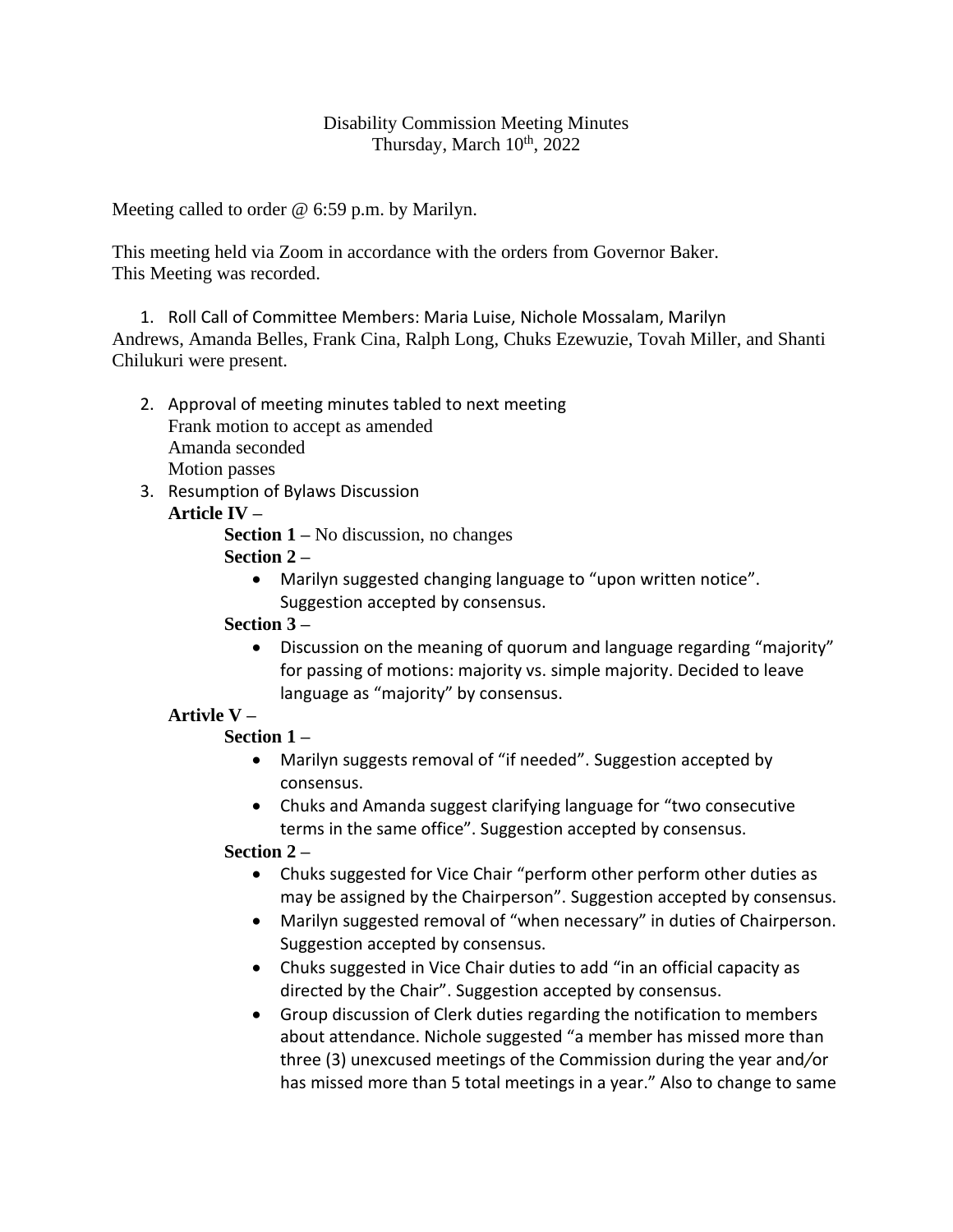Disability Commission Meeting Minutes
Thursday, March 10th, 2022

Meeting called to order @ 6:59 p.m. by Marilyn.

This meeting held via Zoom in accordance with the orders from Governor Baker.
This Meeting was recorded.

1. Roll Call of Committee Members: Maria Luise, Nichole Mossalam, Marilyn Andrews, Amanda Belles, Frank Cina, Ralph Long, Chuks Ezewuzie, Tovah Miller, and Shanti Chilukuri were present.

2. Approval of meeting minutes tabled to next meeting
   Frank motion to accept as amended
   Amanda seconded
   Motion passes
3. Resumption of Bylaws Discussion
   **Article IV** –
   - **Section 1** – No discussion, no changes
   - **Section 2** –
     - Marilyn suggested changing language to "upon written notice". Suggestion accepted by consensus.
   - **Section 3** –
     - Discussion on the meaning of quorum and language regarding "majority" for passing of motions: majority vs. simple majority. Decided to leave language as "majority" by consensus.

   **Artivle V** –
   - **Section 1** –
     - Marilyn suggests removal of "if needed". Suggestion accepted by consensus.
     - Chuks and Amanda suggest clarifying language for "two consecutive terms in the same office". Suggestion accepted by consensus.
   - **Section 2** –
     - Chuks suggested for Vice Chair "perform other perform other duties as may be assigned by the Chairperson". Suggestion accepted by consensus.
     - Marilyn suggested removal of "when necessary" in duties of Chairperson. Suggestion accepted by consensus.
     - Chuks suggested in Vice Chair duties to add "in an official capacity as directed by the Chair". Suggestion accepted by consensus.
     - Group discussion of Clerk duties regarding the notification to members about attendance. Nichole suggested "a member has missed more than three (3) unexcused meetings of the Commission during the year and/or has missed more than 5 total meetings in a year." Also to change to same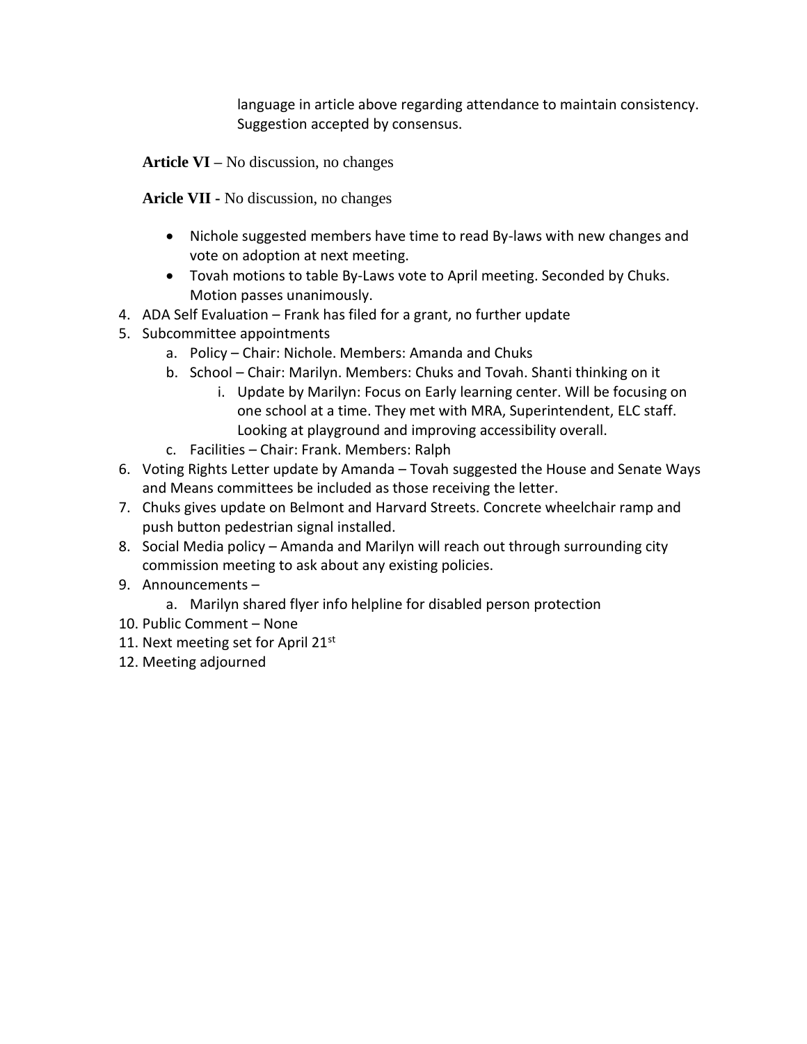language in article above regarding attendance to maintain consistency. Suggestion accepted by consensus.

**Article VI** – No discussion, no changes

**Aricle VII -** No discussion, no changes

- Nichole suggested members have time to read By-laws with new changes and vote on adoption at next meeting.
- Tovah motions to table By-Laws vote to April meeting. Seconded by Chuks. Motion passes unanimously.

4. ADA Self Evaluation – Frank has filed for a grant, no further update
5. Subcommittee appointments
   a. Policy – Chair: Nichole. Members: Amanda and Chuks
   b. School – Chair: Marilyn. Members: Chuks and Tovah. Shanti thinking on it
      i. Update by Marilyn: Focus on Early learning center. Will be focusing on one school at a time. They met with MRA, Superintendent, ELC staff. Looking at playground and improving accessibility overall.
   c. Facilities – Chair: Frank. Members: Ralph
6. Voting Rights Letter update by Amanda – Tovah suggested the House and Senate Ways and Means committees be included as those receiving the letter.
7. Chuks gives update on Belmont and Harvard Streets. Concrete wheelchair ramp and push button pedestrian signal installed.
8. Social Media policy – Amanda and Marilyn will reach out through surrounding city commission meeting to ask about any existing policies.
9. Announcements –
   a. Marilyn shared flyer info helpline for disabled person protection
10. Public Comment – None
11. Next meeting set for April 21st
12. Meeting adjourned